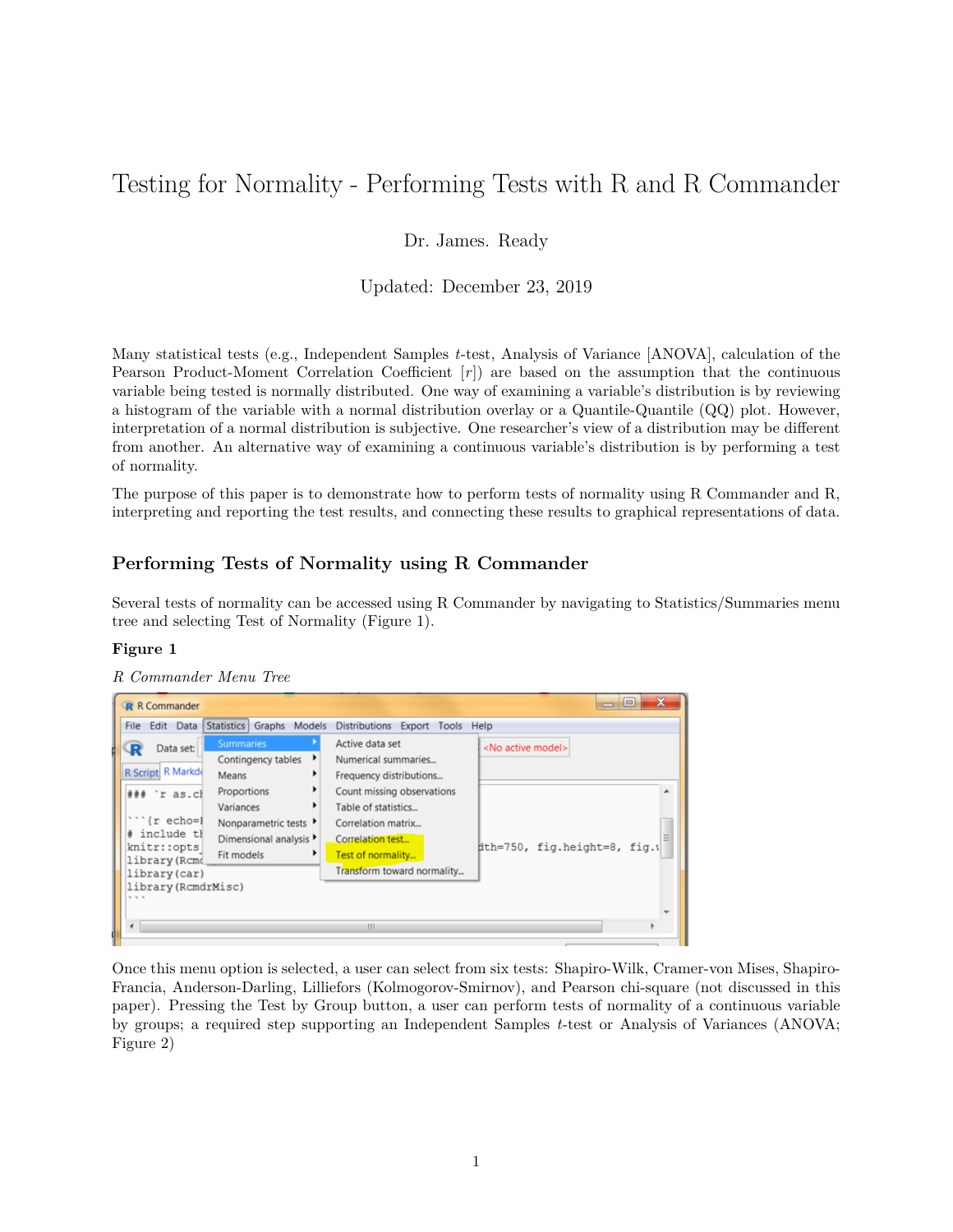# Testing for Normality - Performing Tests with R and R Commander

Dr. James. Ready

Updated: December 23, 2019

Many statistical tests (e.g., Independent Samples *t*-test, Analysis of Variance [ANOVA], calculation of the Pearson Product-Moment Correlation Coefficient [*r*]) are based on the assumption that the continuous variable being tested is normally distributed. One way of examining a variable's distribution is by reviewing a histogram of the variable with a normal distribution overlay or a Quantile-Quantile (QQ) plot. However, interpretation of a normal distribution is subjective. One researcher's view of a distribution may be different from another. An alternative way of examining a continuous variable's distribution is by performing a test of normality.

The purpose of this paper is to demonstrate how to perform tests of normality using R Commander and R, interpreting and reporting the test results, and connecting these results to graphical representations of data.

## Performing Tests of Normality using R Commander

Several tests of normality can be accessed using R Commander by navigating to Statistics/Summaries menu tree and selecting Test of Normality (Figure 1).

**Figure 1**

*R Commander Menu Tree*

Once this menu option is selected, a user can select from six tests: Shapiro-Wilk, Cramer-von Mises, Shapiro-Francia, Anderson-Darling, Lilliefors (Kolmogorov-Smirnov), and Pearson chi-square (not discussed in this paper). Pressing the Test by Group button, a user can perform tests of normality of a continuous variable by groups; a required step supporting an Independent Samples *t*-test or Analysis of Variances (ANOVA; Figure 2)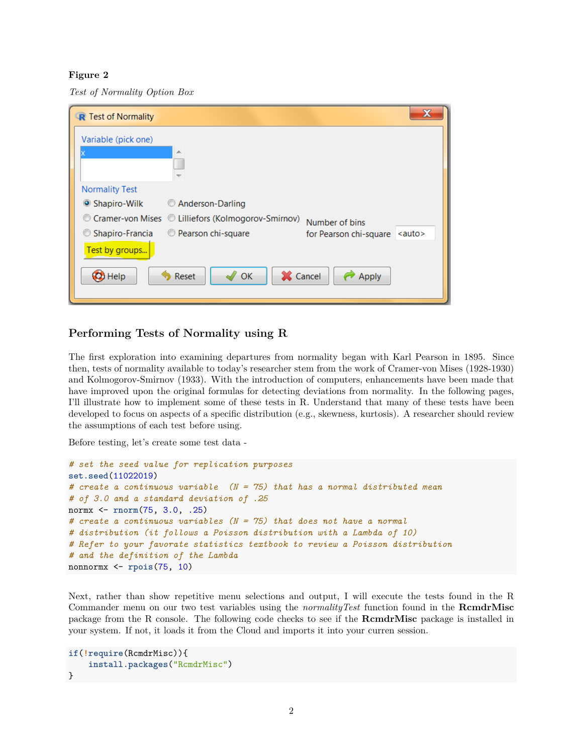**Figure 2**

*Test of Normality Option Box*

## Performing Tests of Normality using R

The first exploration into examining departures from normality began with Karl Pearson in 1895. Since then, tests of normality available to today's researcher stem from the work of Cramer-von Mises (1928-1930) and Kolmogorov-Smirnov (1933). With the introduction of computers, enhancements have been made that have improved upon the original formulas for detecting deviations from normality. In the following pages, I'll illustrate how to implement some of these tests in R. Understand that many of these tests have been developed to focus on aspects of a specific distribution (e.g., skewness, kurtosis). A researcher should review the assumptions of each test before using.

Before testing, let's create some test data -

```
# set the seed value for replication purposes
set.seed(11022019)
# create a continuous variable  (N = 75) that has a normal distributed mean
# of 3.0 and a standard deviation of .25
normx <- rnorm(75, 3.0, .25)
# create a continuous variables (N = 75) that does not have a normal
# distribution (it follows a Poisson distribution with a Lambda of 10)
# Refer to your favorate statistics textbook to review a Poisson distribution
# and the definition of the Lambda
nonnormx <- rpois(75, 10)
```

Next, rather than show repetitive menu selections and output, I will execute the tests found in the R Commander menu on our two test variables using the *normalityTest* function found in the **RcmdrMisc** package from the R console. The following code checks to see if the **RcmdrMisc** package is installed in your system. If not, it loads it from the Cloud and imports it into your curren session.

```
if(!require(RcmdrMisc)){
    install.packages("RcmdrMisc")
}
```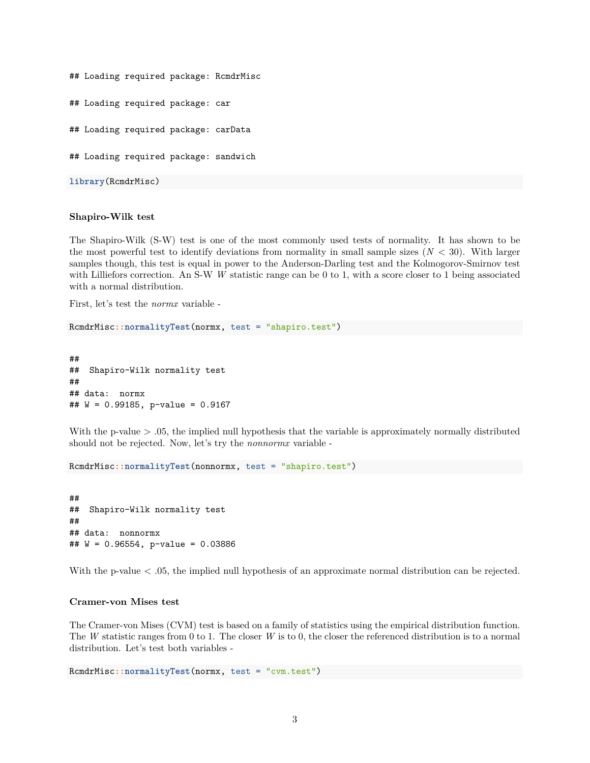```
## Loading required package: RcmdrMisc

## Loading required package: car

## Loading required package: carData

## Loading required package: sandwich
```

```
library(RcmdrMisc)
```

#### Shapiro-Wilk test

The Shapiro-Wilk (S-W) test is one of the most commonly used tests of normality. It has shown to be the most powerful test to identify deviations from normality in small sample sizes ($N < 30$). With larger samples though, this test is equal in power to the Anderson-Darling test and the Kolmogorov-Smirnov test with Lilliefors correction. An S-W $W$ statistic range can be 0 to 1, with a score closer to 1 being associated with a normal distribution.

First, let's test the *normx* variable -

```
RcmdrMisc::normalityTest(normx, test = "shapiro.test")
```

```
##
##  Shapiro-Wilk normality test
##
## data:  normx
## W = 0.99185, p-value = 0.9167
```

With the p-value > .05, the implied null hypothesis that the variable is approximately normally distributed should not be rejected. Now, let's try the *nonnormx* variable -

```
RcmdrMisc::normalityTest(nonnormx, test = "shapiro.test")
```

```
##
##  Shapiro-Wilk normality test
##
## data:  nonnormx
## W = 0.96554, p-value = 0.03886
```

With the p-value < .05, the implied null hypothesis of an approximate normal distribution can be rejected.

#### Cramer-von Mises test

The Cramer-von Mises (CVM) test is based on a family of statistics using the empirical distribution function. The $W$ statistic ranges from 0 to 1. The closer $W$ is to 0, the closer the referenced distribution is to a normal distribution. Let's test both variables -

```
RcmdrMisc::normalityTest(normx, test = "cvm.test")
```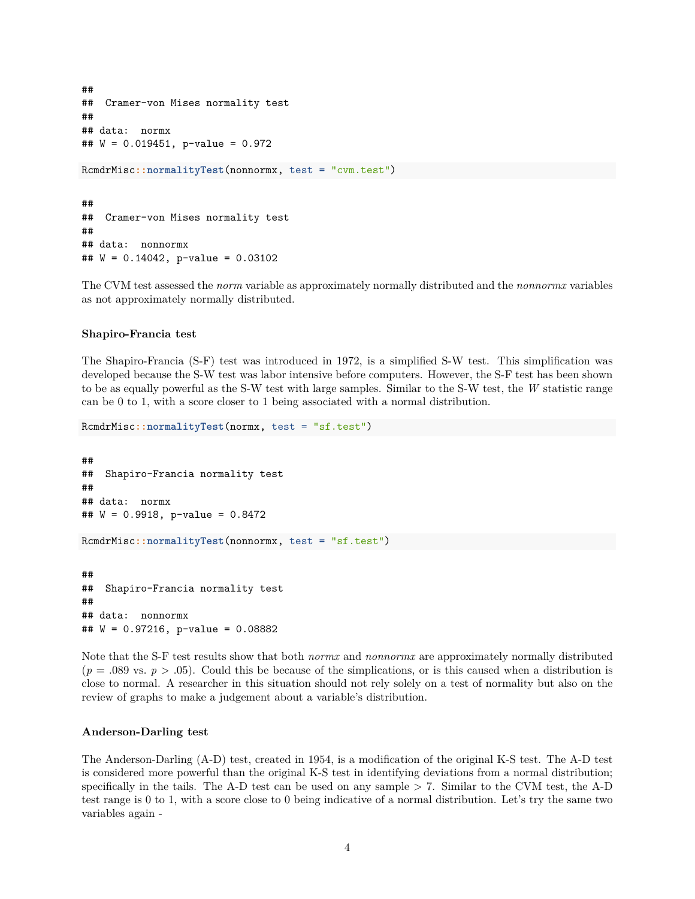```
##
##  Cramer-von Mises normality test
##
## data:  normx
## W = 0.019451, p-value = 0.972
```

```
RcmdrMisc::normalityTest(nonnormx, test = "cvm.test")
```

```
##
##  Cramer-von Mises normality test
##
## data:  nonnormx
## W = 0.14042, p-value = 0.03102
```

The CVM test assessed the *norm* variable as approximately normally distributed and the *nonnormx* variables as not approximately normally distributed.

#### Shapiro-Francia test

The Shapiro-Francia (S-F) test was introduced in 1972, is a simplified S-W test. This simplification was developed because the S-W test was labor intensive before computers. However, the S-F test has been shown to be as equally powerful as the S-W test with large samples. Similar to the S-W test, the $W$ statistic range can be 0 to 1, with a score closer to 1 being associated with a normal distribution.

```
RcmdrMisc::normalityTest(normx, test = "sf.test")
```

```
##
##  Shapiro-Francia normality test
##
## data:  normx
## W = 0.9918, p-value = 0.8472
```

```
RcmdrMisc::normalityTest(nonnormx, test = "sf.test")
```

```
##
##  Shapiro-Francia normality test
##
## data:  nonnormx
## W = 0.97216, p-value = 0.08882
```

Note that the S-F test results show that both *normx* and *nonnormx* are approximately normally distributed ($p = .089$ vs. $p > .05$). Could this be because of the simplications, or is this caused when a distribution is close to normal. A researcher in this situation should not rely solely on a test of normality but also on the review of graphs to make a judgement about a variable's distribution.

#### Anderson-Darling test

The Anderson-Darling (A-D) test, created in 1954, is a modification of the original K-S test. The A-D test is considered more powerful than the original K-S test in identifying deviations from a normal distribution; specifically in the tails. The A-D test can be used on any sample $> 7$. Similar to the CVM test, the A-D test range is 0 to 1, with a score close to 0 being indicative of a normal distribution. Let's try the same two variables again -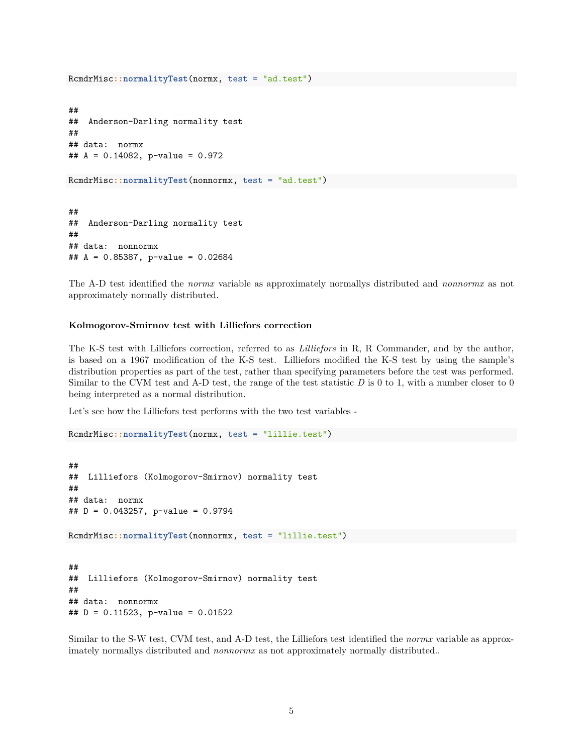```r
RcmdrMisc::normalityTest(normx, test = "ad.test")
```

```
## 
##  Anderson-Darling normality test
## 
## data:  normx
## A = 0.14082, p-value = 0.972
```

```r
RcmdrMisc::normalityTest(nonnormx, test = "ad.test")
```

```
## 
##  Anderson-Darling normality test
## 
## data:  nonnormx
## A = 0.85387, p-value = 0.02684
```

The A-D test identified the *normx* variable as approximately normallys distributed and *nonnormx* as not approximately normally distributed.

#### Kolmogorov-Smirnov test with Lilliefors correction

The K-S test with Lilliefors correction, referred to as *Lilliefors* in R, R Commander, and by the author, is based on a 1967 modification of the K-S test. Lilliefors modified the K-S test by using the sample's distribution properties as part of the test, rather than specifying parameters before the test was performed. Similar to the CVM test and A-D test, the range of the test statistic $D$ is 0 to 1, with a number closer to 0 being interpreted as a normal distribution.

Let's see how the Lilliefors test performs with the two test variables -

```r
RcmdrMisc::normalityTest(normx, test = "lillie.test")
```

```
## 
##  Lilliefors (Kolmogorov-Smirnov) normality test
## 
## data:  normx
## D = 0.043257, p-value = 0.9794
```

```r
RcmdrMisc::normalityTest(nonnormx, test = "lillie.test")
```

```
## 
##  Lilliefors (Kolmogorov-Smirnov) normality test
## 
## data:  nonnormx
## D = 0.11523, p-value = 0.01522
```

Similar to the S-W test, CVM test, and A-D test, the Lilliefors test identified the *normx* variable as approximately normallys distributed and *nonnormx* as not approximately normally distributed..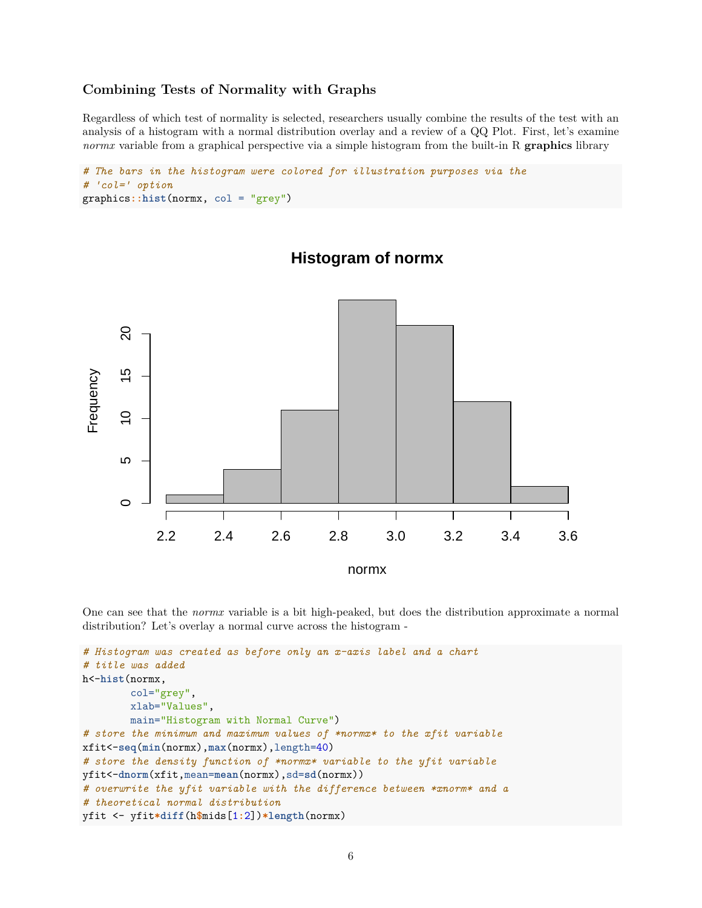### Combining Tests of Normality with Graphs

Regardless of which test of normality is selected, researchers usually combine the results of the test with an analysis of a histogram with a normal distribution overlay and a review of a QQ Plot. First, let's examine *normx* variable from a graphical perspective via a simple histogram from the built-in R **graphics** library

```
# The bars in the histogram were colored for illustration purposes via the
# 'col=' option
graphics::hist(normx, col = "grey")
```

One can see that the *normx* variable is a bit high-peaked, but does the distribution approximate a normal distribution? Let's overlay a normal curve across the histogram -

```
# Histogram was created as before only an x-axis label and a chart
# title was added
h<-hist(normx,
        col="grey",
        xlab="Values",
        main="Histogram with Normal Curve")
# store the minimum and maximum values of *normx* to the xfit variable
xfit<-seq(min(normx),max(normx),length=40)
# store the density function of *normx* variable to the yfit variable
yfit<-dnorm(xfit,mean=mean(normx),sd=sd(normx))
# overwrite the yfit variable with the difference between *xnorm* and a
# theoretical normal distribution
yfit <- yfit*diff(h$mids[1:2])*length(normx)
```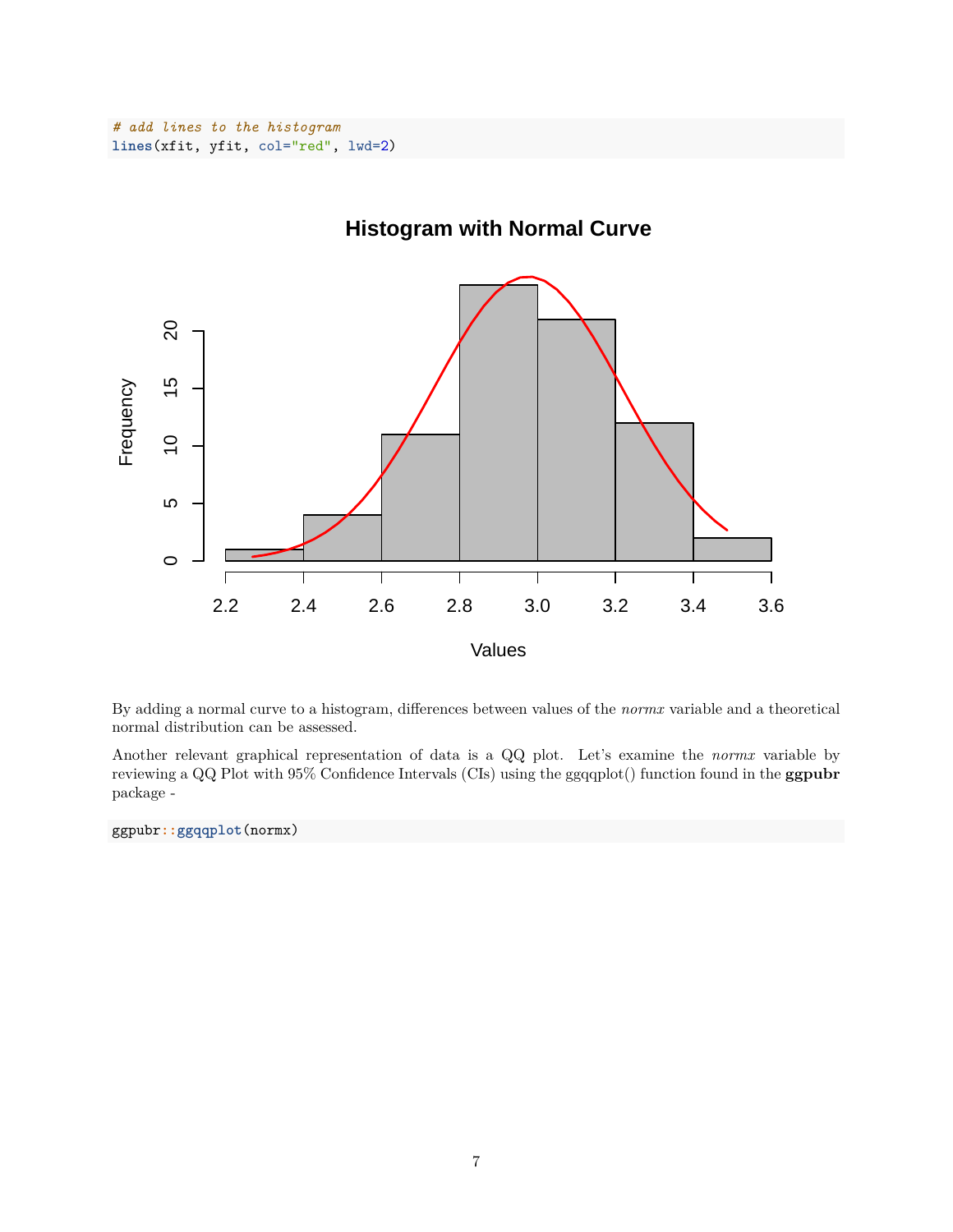```r
# add lines to the histogram
lines(xfit, yfit, col="red", lwd=2)
```

By adding a normal curve to a histogram, differences between values of the *normx* variable and a theoretical normal distribution can be assessed.

Another relevant graphical representation of data is a QQ plot. Let's examine the *normx* variable by reviewing a QQ Plot with 95% Confidence Intervals (CIs) using the ggqqplot() function found in the **ggpubr** package -

```r
ggpubr::ggqqplot(normx)
```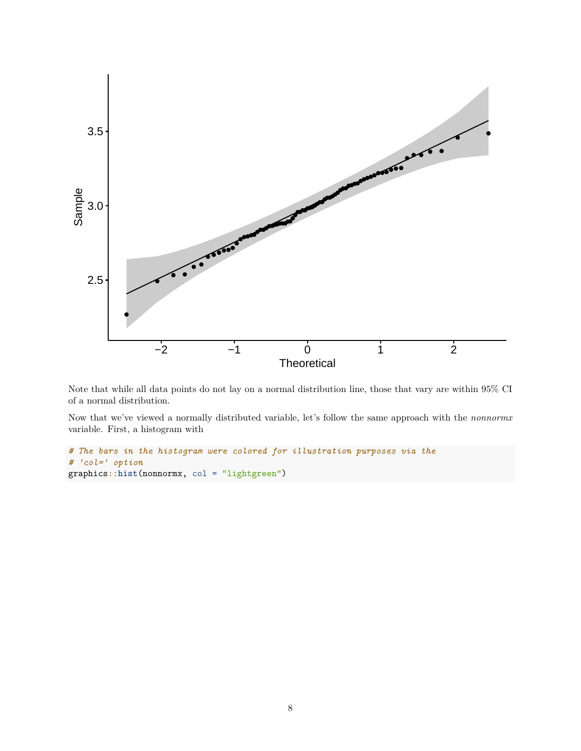Note that while all data points do not lay on a normal distribution line, those that vary are within 95% CI of a normal distribution.

Now that we've viewed a normally distributed variable, let's follow the same approach with the *nonnormx* variable. First, a histogram with

```
# The bars in the histogram were colored for illustration purposes via the
# 'col=' option
graphics::hist(nonnormx, col = "lightgreen")
```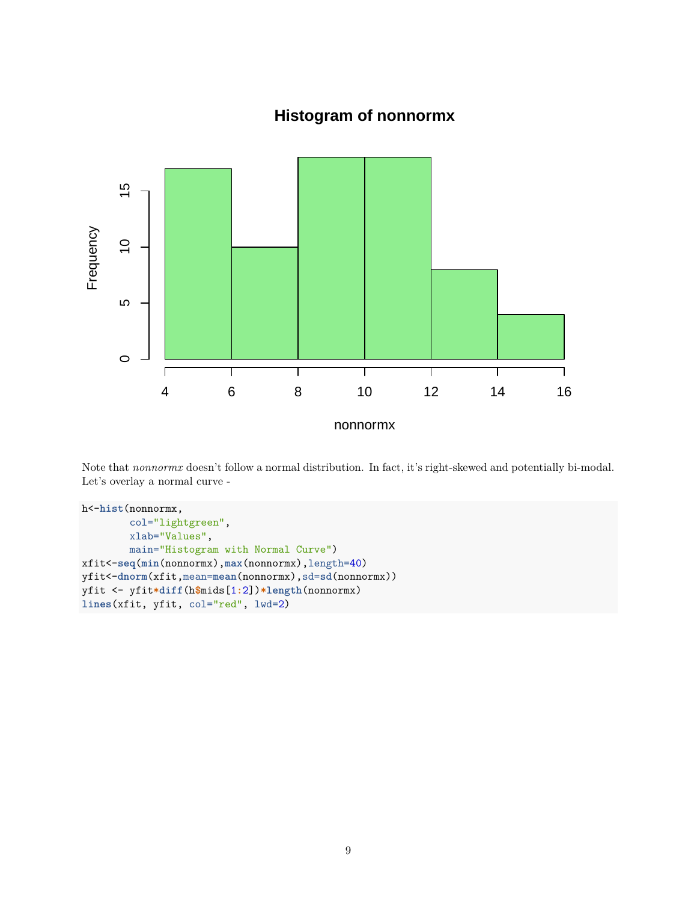Note that *nonnormx* doesn't follow a normal distribution. In fact, it's right-skewed and potentially bi-modal. Let's overlay a normal curve -

```
h<-hist(nonnormx,
        col="lightgreen",
        xlab="Values",
        main="Histogram with Normal Curve")
xfit<-seq(min(nonnormx),max(nonnormx),length=40)
yfit<-dnorm(xfit,mean=mean(nonnormx),sd=sd(nonnormx))
yfit <- yfit*diff(h$mids[1:2])*length(nonnormx)
lines(xfit, yfit, col="red", lwd=2)
```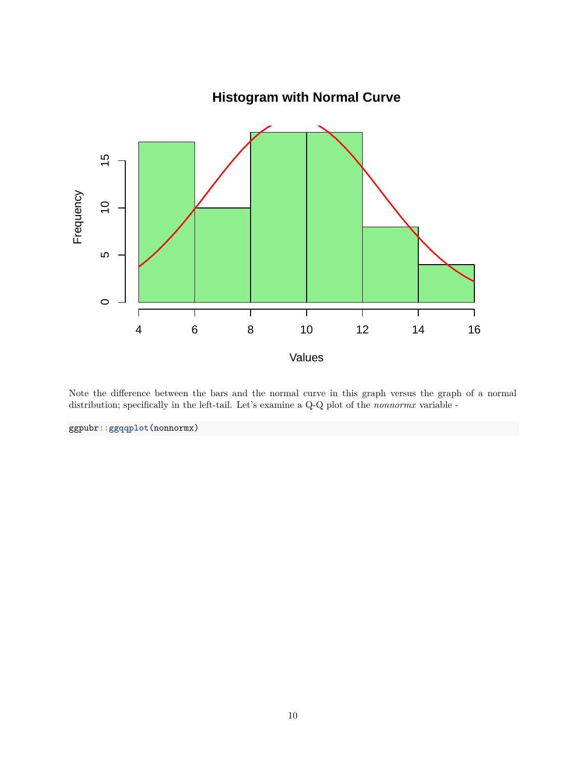Note the difference between the bars and the normal curve in this graph versus the graph of a normal distribution; specifically in the left-tail. Let's examine a Q-Q plot of the *nonnormx* variable -

```
ggpubr::ggqqplot(nonnormx)
```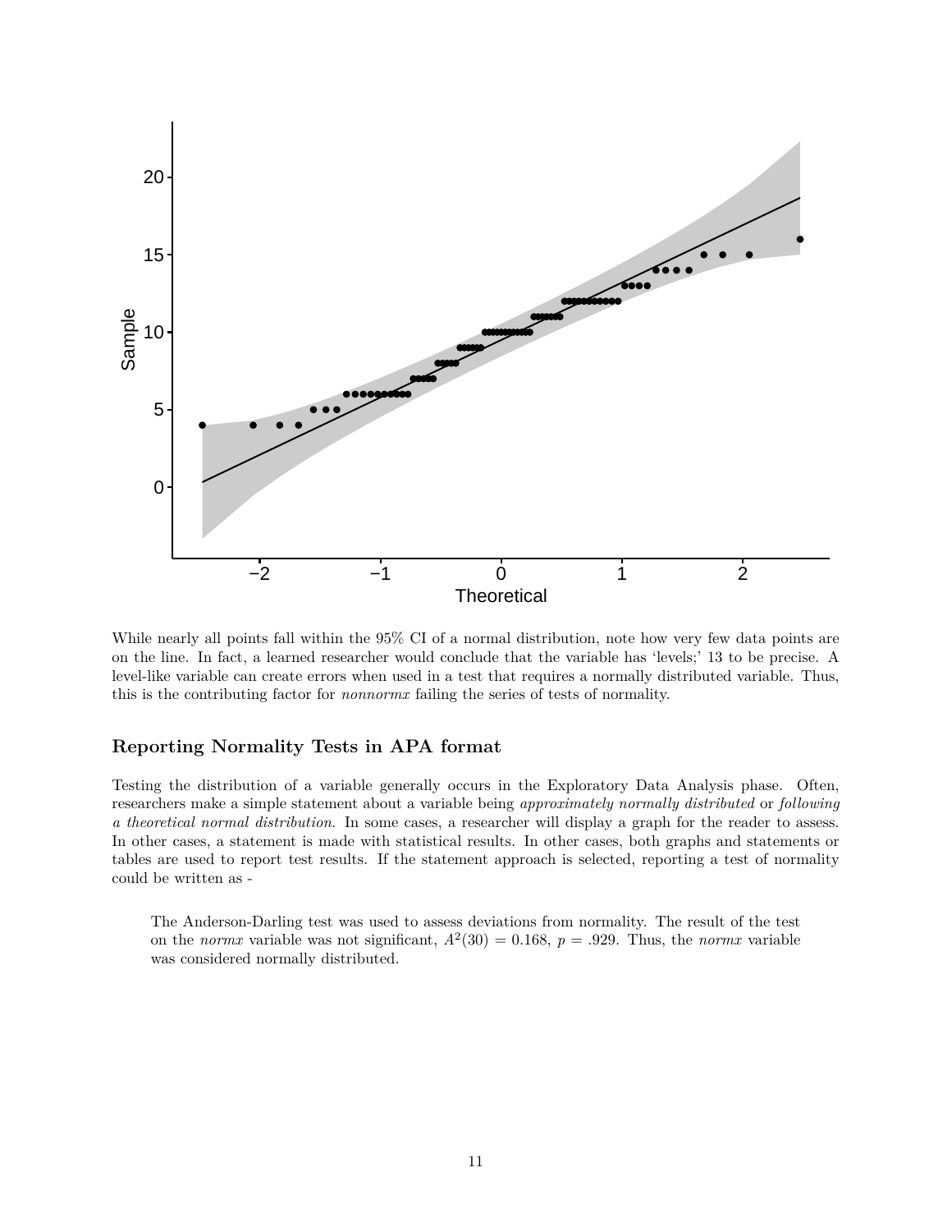20

15

10

5

0

Sample

−2

−1

0

1

2

Theoretical

While nearly all points fall within the 95% CI of a normal distribution, note how very few data points are on the line. In fact, a learned researcher would conclude that the variable has 'levels;' 13 to be precise. A level-like variable can create errors when used in a test that requires a normally distributed variable. Thus, this is the contributing factor for *nonnormx* failing the series of tests of normality.

### Reporting Normality Tests in APA format

Testing the distribution of a variable generally occurs in the Exploratory Data Analysis phase. Often, researchers make a simple statement about a variable being *approximately normally distributed* or *following a theoretical normal distribution*. In some cases, a researcher will display a graph for the reader to assess. In other cases, a statement is made with statistical results. In other cases, both graphs and statements or tables are used to report test results. If the statement approach is selected, reporting a test of normality could be written as -

> The Anderson-Darling test was used to assess deviations from normality. The result of the test on the *normx* variable was not significant, $A^2(30) = 0.168$, $p = .929$. Thus, the *normx* variable was considered normally distributed.